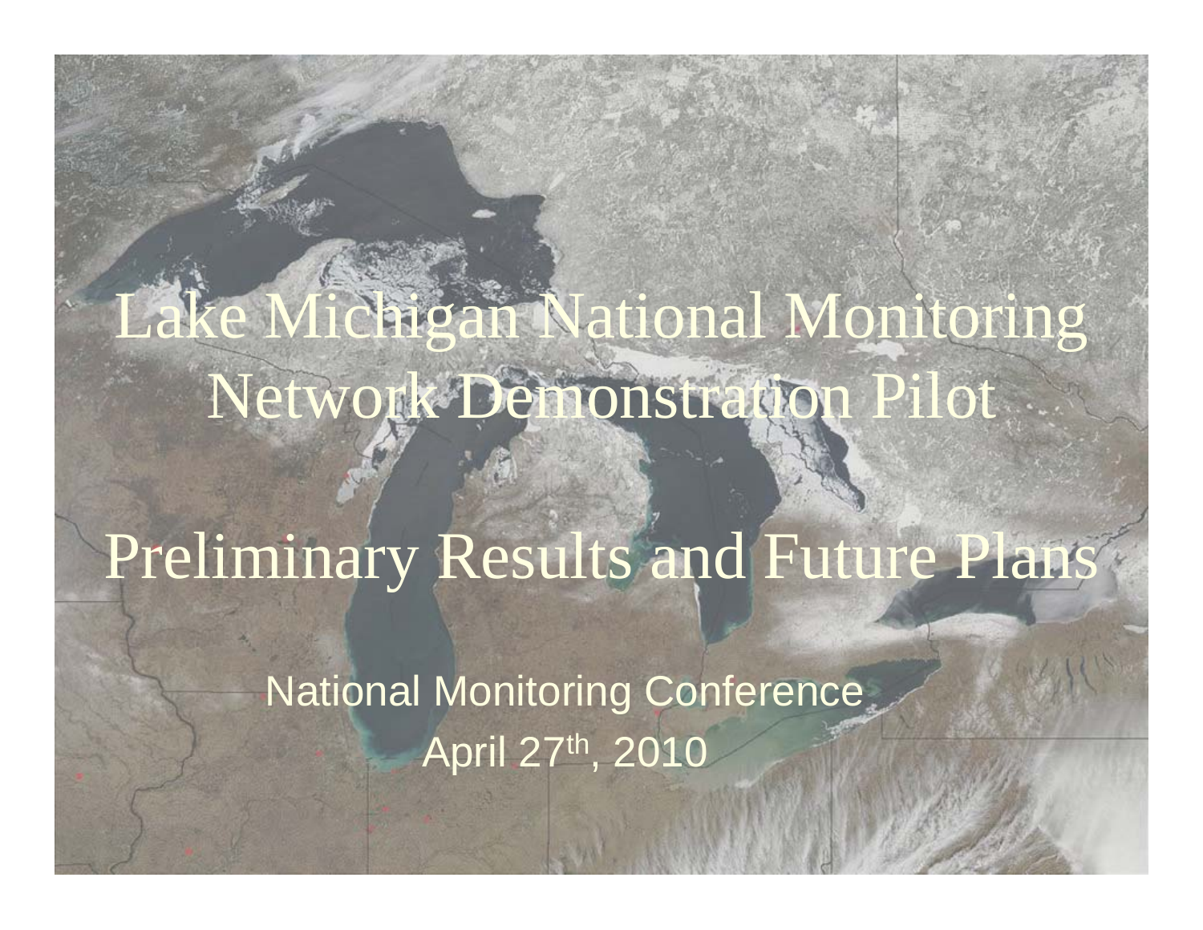# Lake Michigan National Monitoring Network Demonstration Pilot

# Preliminary Results and Future Plans

National Monitoring Conference

April 27th, 2010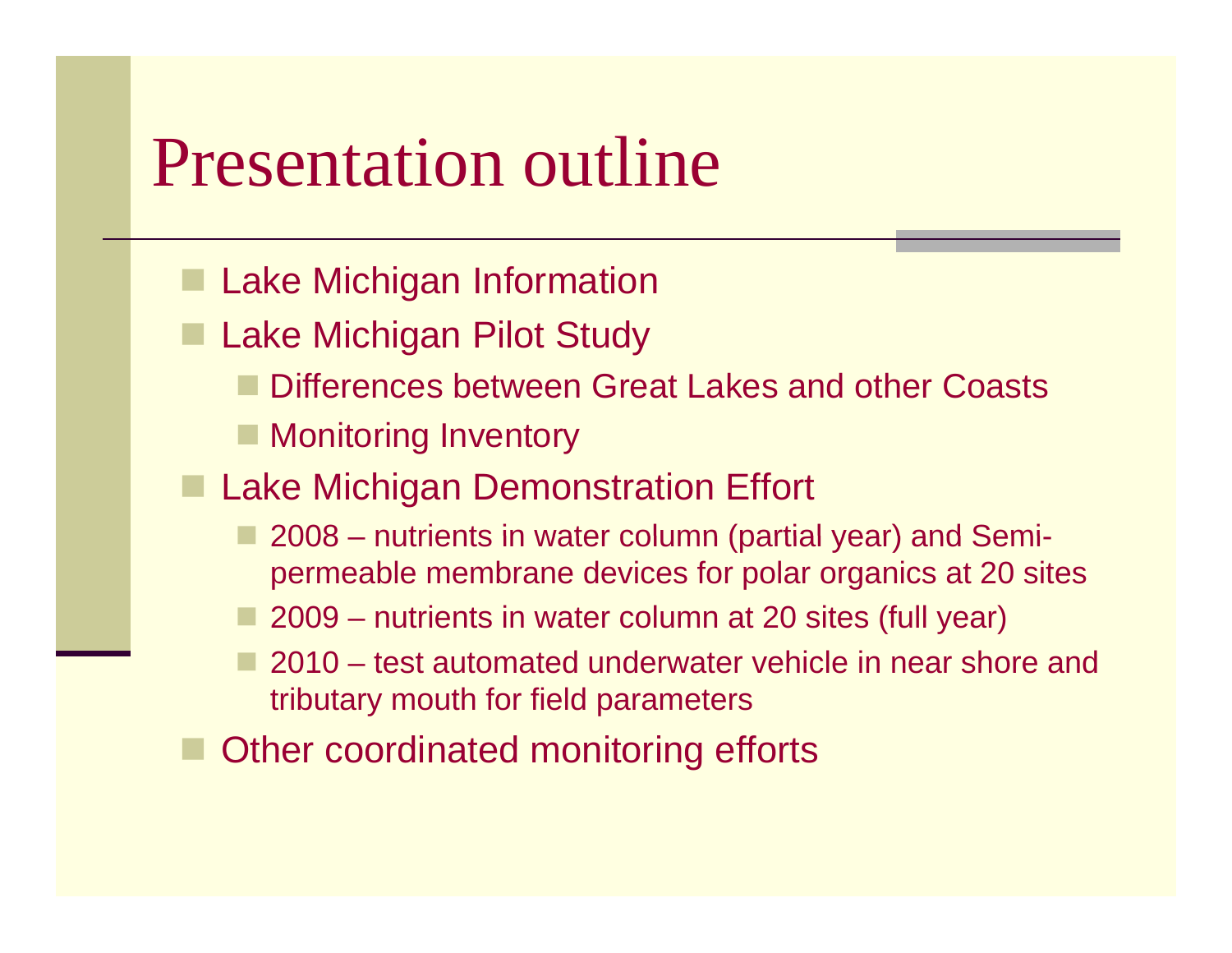# Presentation outline

- Lake Michigan Information
- Lake Michigan Pilot Study
  - Differences between Great Lakes and other Coasts
  - Monitoring Inventory
- Lake Michigan Demonstration Effort
  - 2008 – nutrients in water column (partial year) and Semi-permeable membrane devices for polar organics at 20 sites
  - 2009 – nutrients in water column at 20 sites (full year)
  - 2010 – test automated underwater vehicle in near shore and tributary mouth for field parameters
- Other coordinated monitoring efforts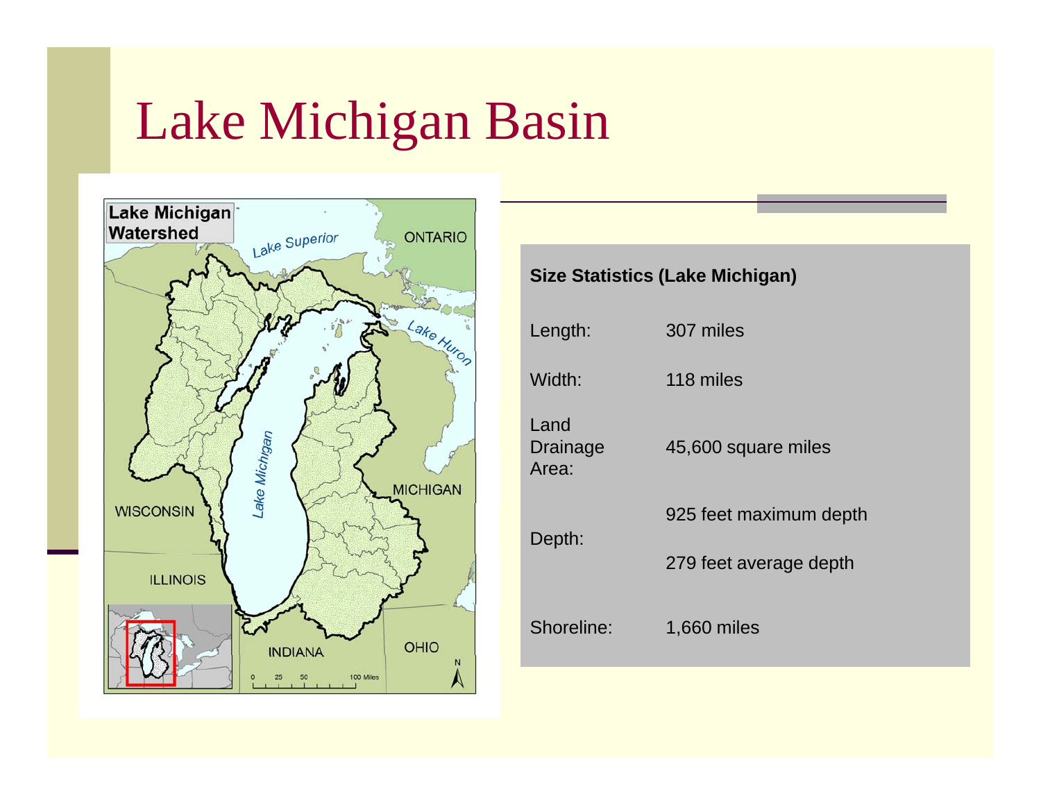# Lake Michigan Basin

**Size Statistics (Lake Michigan)**

| | |
|---|---|
| Length: | 307 miles |
| Width: | 118 miles |
| Land Drainage Area: | 45,600 square miles |
| Depth: | 925 feet maximum depth<br>279 feet average depth |
| Shoreline: | 1,660 miles |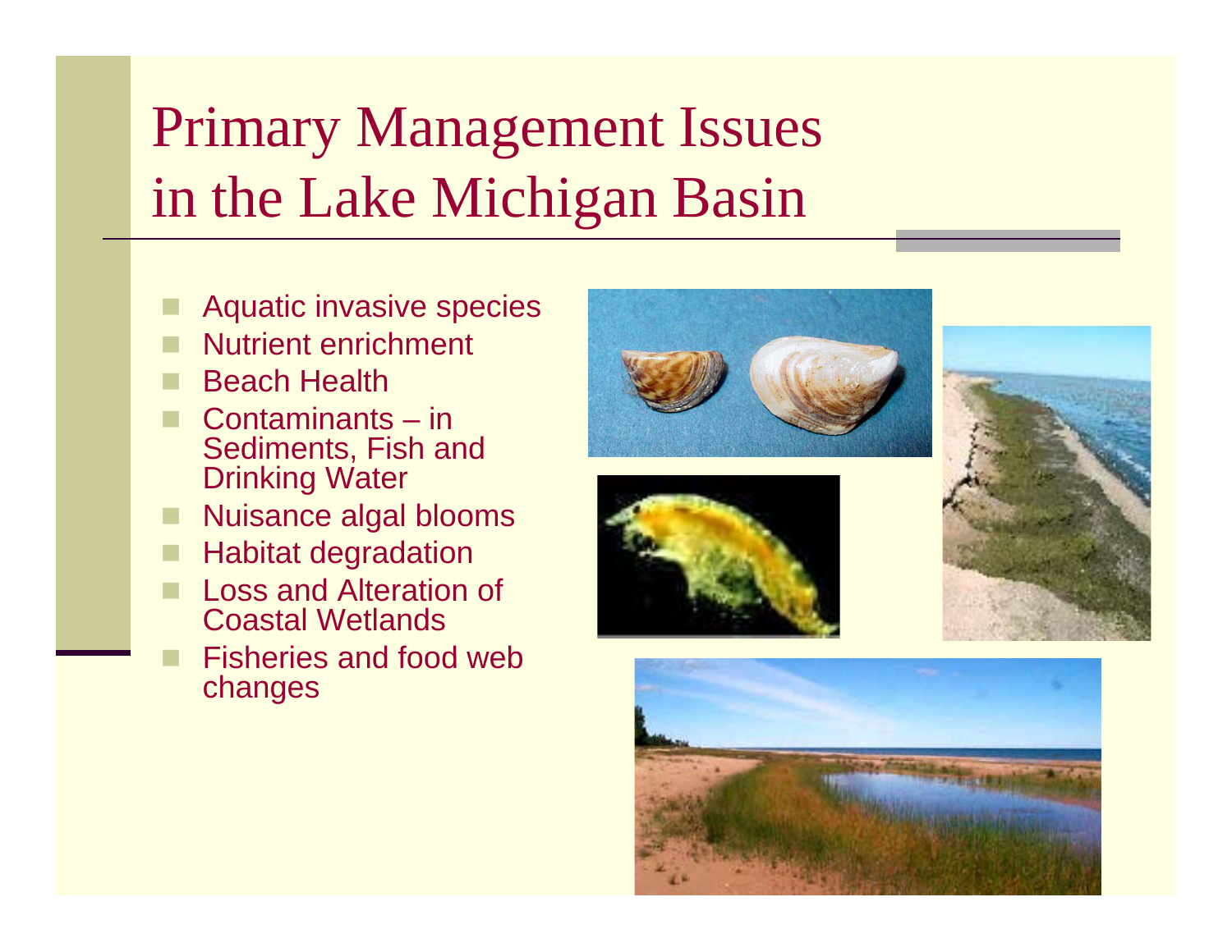# Primary Management Issues in the Lake Michigan Basin

- Aquatic invasive species
- Nutrient enrichment
- Beach Health
- Contaminants – in Sediments, Fish and Drinking Water
- Nuisance algal blooms
- Habitat degradation
- Loss and Alteration of Coastal Wetlands
- Fisheries and food web changes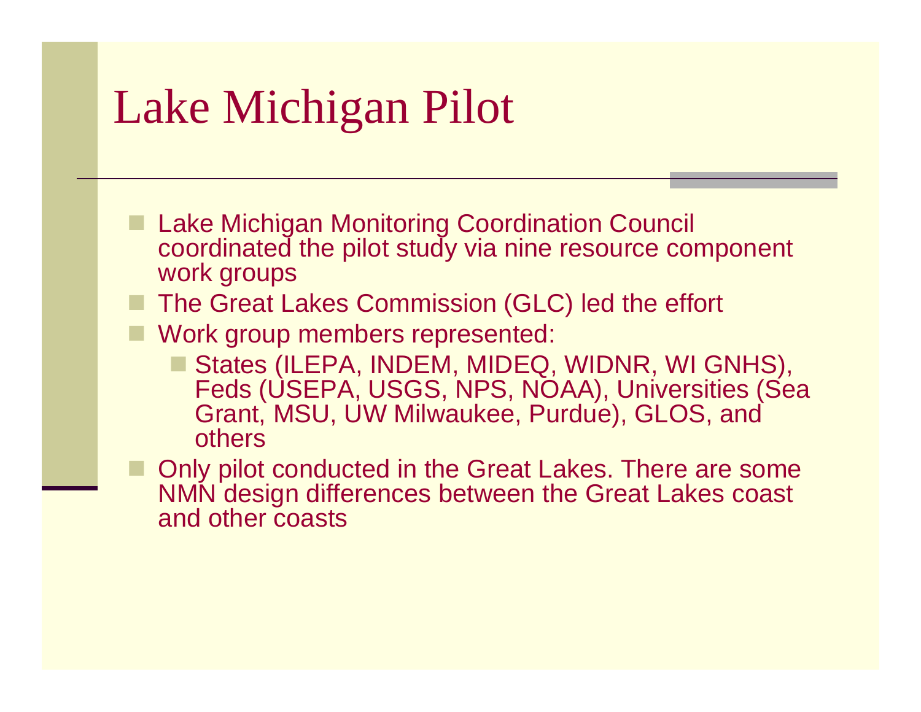# Lake Michigan Pilot

- Lake Michigan Monitoring Coordination Council coordinated the pilot study via nine resource component work groups
- The Great Lakes Commission (GLC) led the effort
- Work group members represented:
  - States (ILEPA, INDEM, MIDEQ, WIDNR, WI GNHS), Feds (USEPA, USGS, NPS, NOAA), Universities (Sea Grant, MSU, UW Milwaukee, Purdue), GLOS, and others
- Only pilot conducted in the Great Lakes. There are some NMN design differences between the Great Lakes coast and other coasts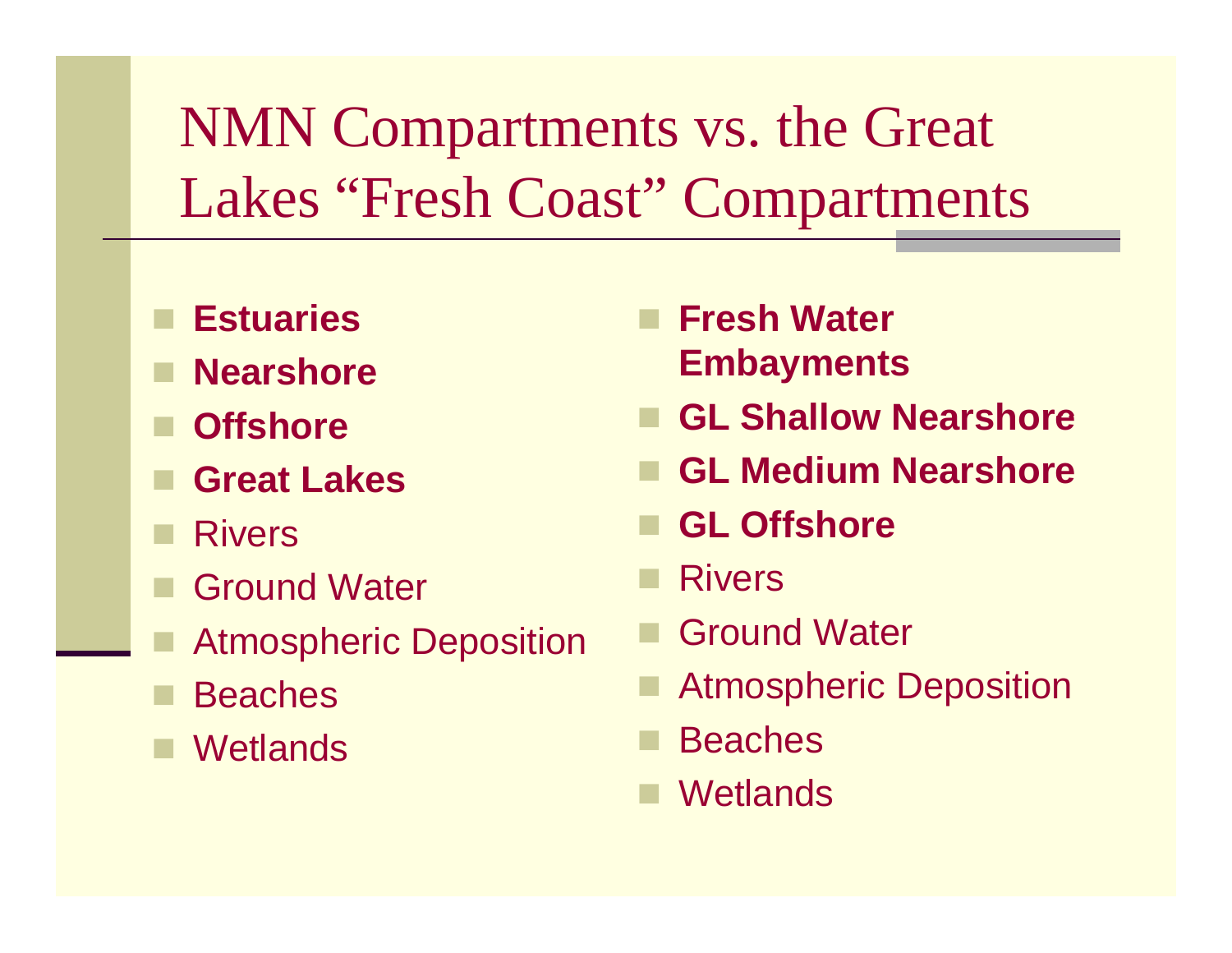# NMN Compartments vs. the Great Lakes "Fresh Coast" Compartments

- **Estuaries**
- **Nearshore**
- **Offshore**
- **Great Lakes**
- Rivers
- Ground Water
- Atmospheric Deposition
- Beaches
- Wetlands

- **Fresh Water Embayments**
- **GL Shallow Nearshore**
- **GL Medium Nearshore**
- **GL Offshore**
- Rivers
- Ground Water
- Atmospheric Deposition
- Beaches
- Wetlands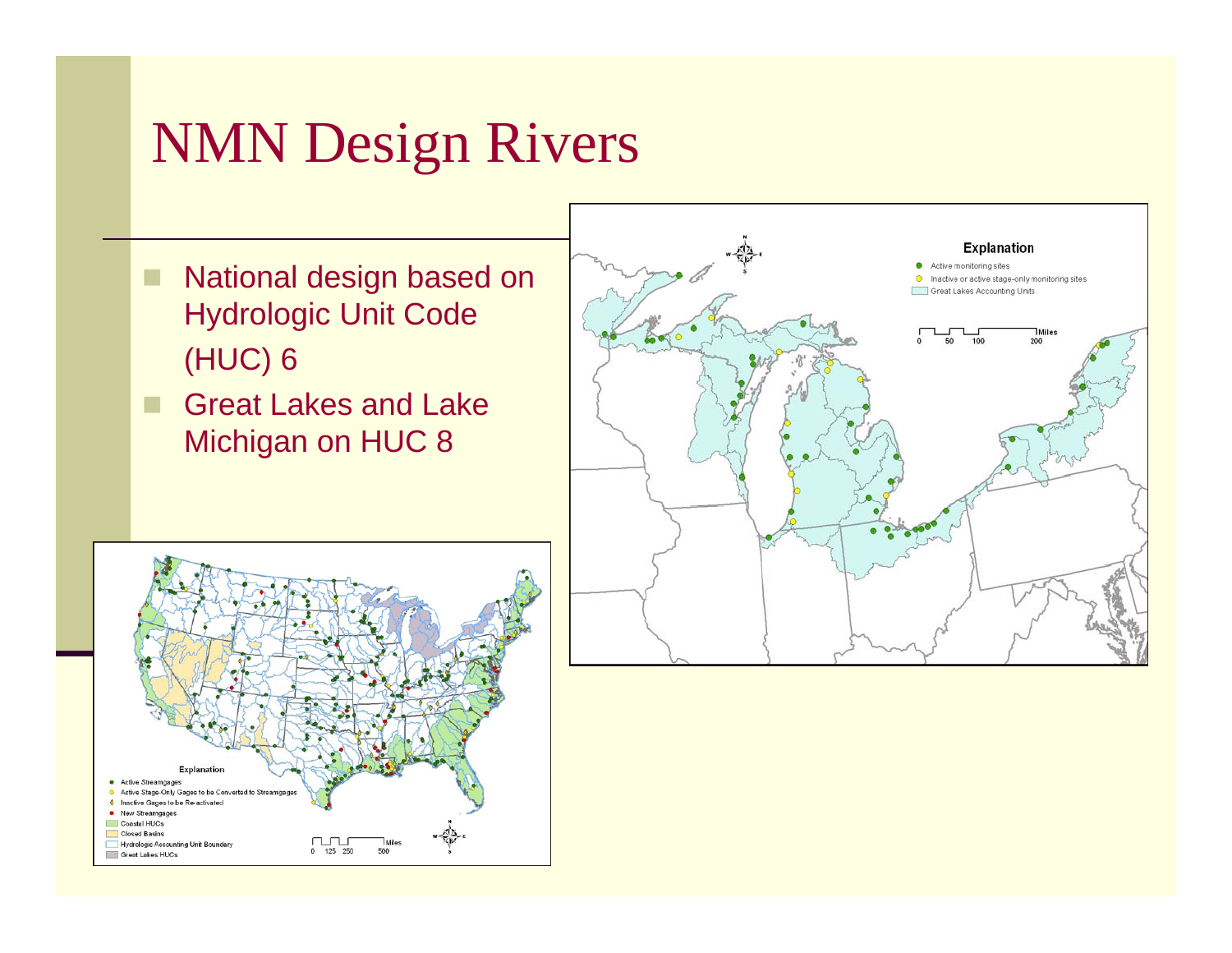# NMN Design Rivers

- National design based on Hydrologic Unit Code (HUC) 6
- Great Lakes and Lake Michigan on HUC 8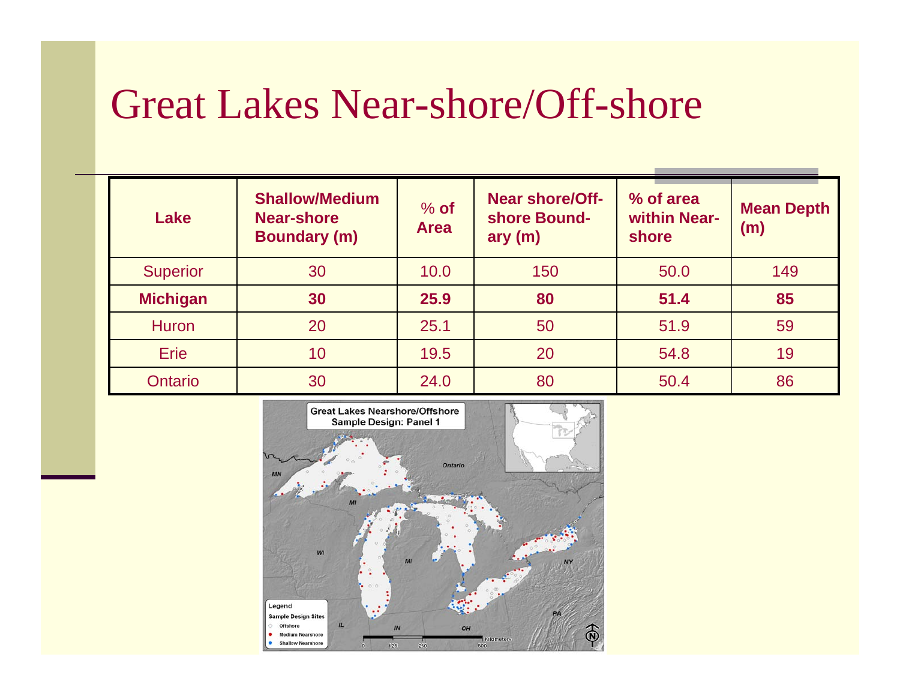# Great Lakes Near-shore/Off-shore

| Lake | Shallow/Medium Near-shore Boundary (m) | % of Area | Near shore/Off-shore Boundary (m) | % of area within Near-shore | Mean Depth (m) |
|---|---|---|---|---|---|
| Superior | 30 | 10.0 | 150 | 50.0 | 149 |
| **Michigan** | **30** | **25.9** | **80** | **51.4** | **85** |
| Huron | 20 | 25.1 | 50 | 51.9 | 59 |
| Erie | 10 | 19.5 | 20 | 54.8 | 19 |
| Ontario | 30 | 24.0 | 80 | 50.4 | 86 |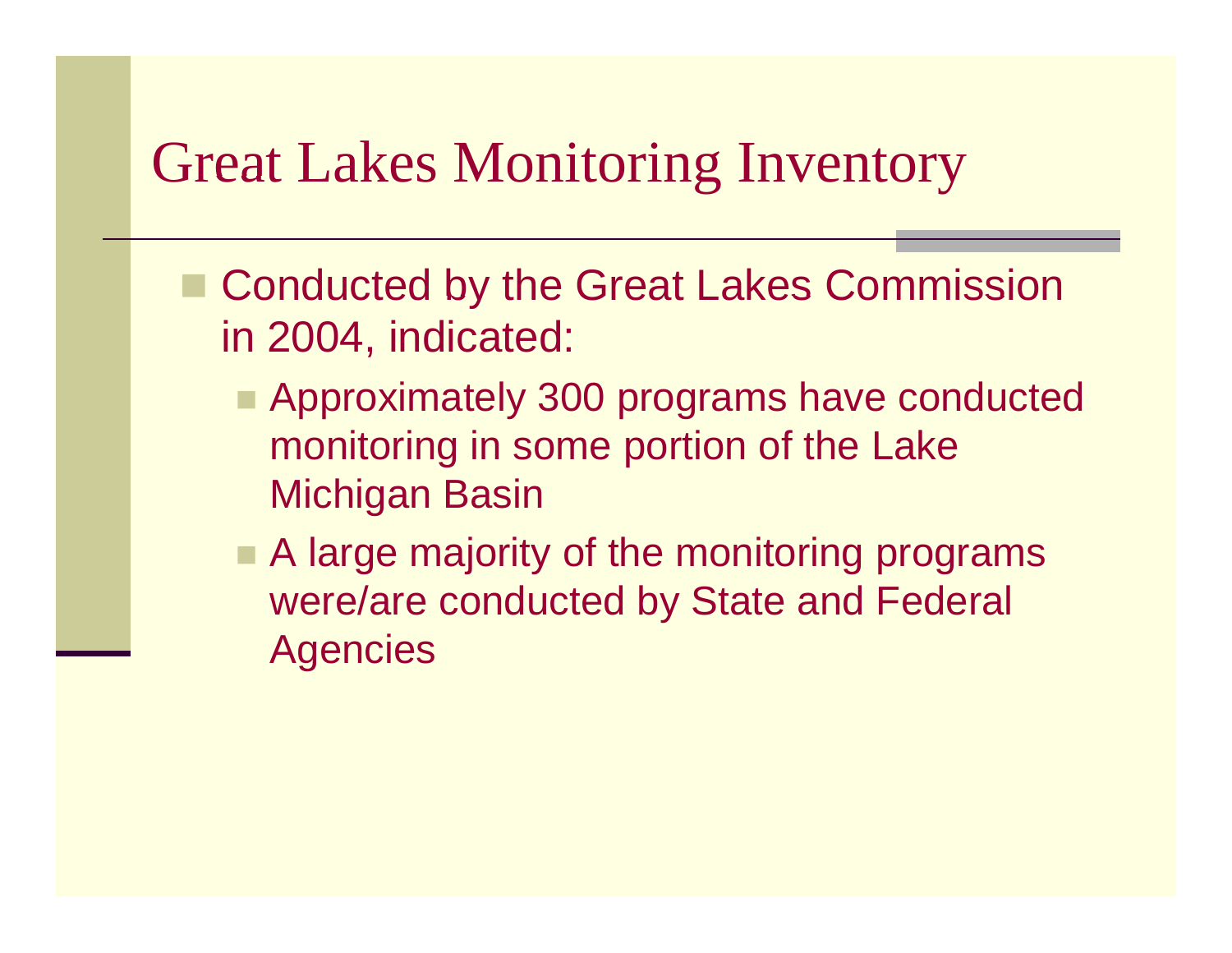# Great Lakes Monitoring Inventory

- Conducted by the Great Lakes Commission in 2004, indicated:
  - Approximately 300 programs have conducted monitoring in some portion of the Lake Michigan Basin
  - A large majority of the monitoring programs were/are conducted by State and Federal Agencies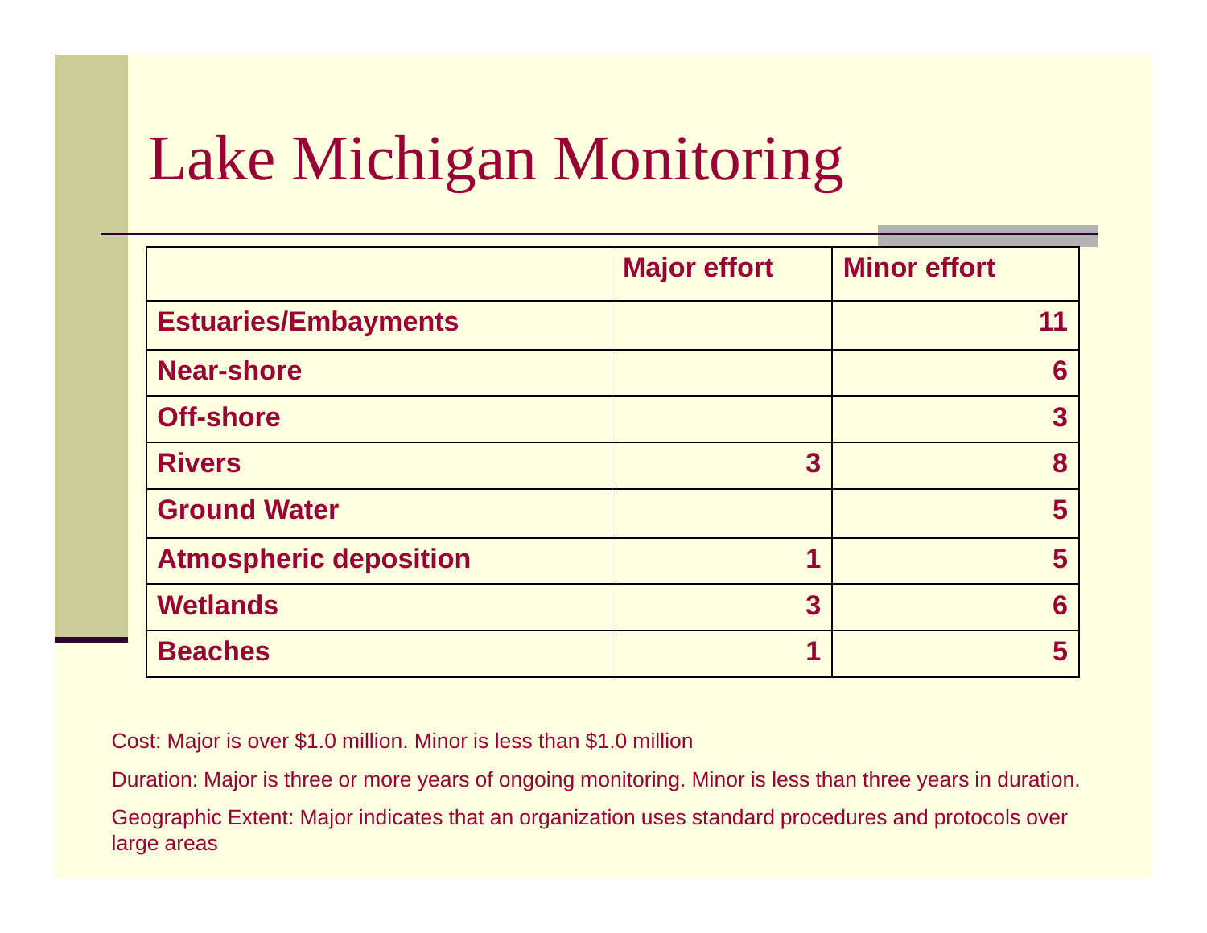# Lake Michigan Monitoring

| | Major effort | Minor effort |
|---|---|---|
| **Estuaries/Embayments** | | **11** |
| **Near-shore** | | **6** |
| **Off-shore** | | **3** |
| **Rivers** | **3** | **8** |
| **Ground Water** | | **5** |
| **Atmospheric deposition** | **1** | **5** |
| **Wetlands** | **3** | **6** |
| **Beaches** | **1** | **5** |

Cost: Major is over $1.0 million. Minor is less than $1.0 million

Duration: Major is three or more years of ongoing monitoring. Minor is less than three years in duration.

Geographic Extent: Major indicates that an organization uses standard procedures and protocols over large areas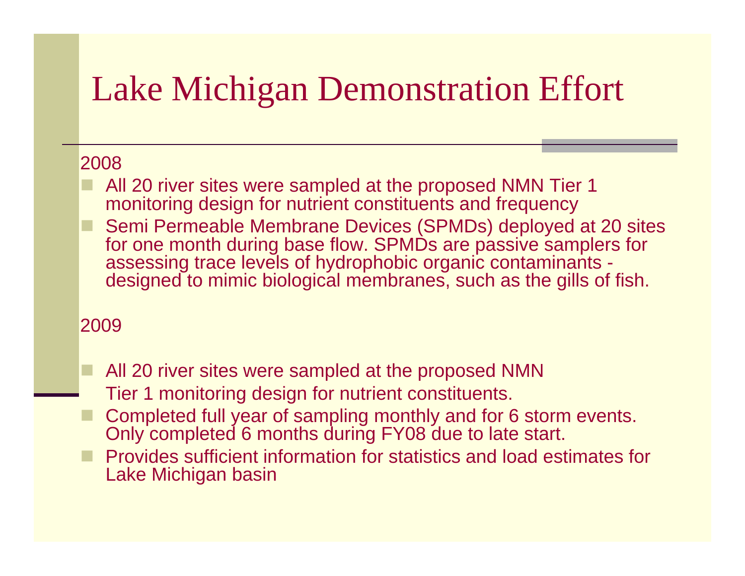# Lake Michigan Demonstration Effort

2008

- All 20 river sites were sampled at the proposed NMN Tier 1 monitoring design for nutrient constituents and frequency
- Semi Permeable Membrane Devices (SPMDs) deployed at 20 sites for one month during base flow. SPMDs are passive samplers for assessing trace levels of hydrophobic organic contaminants - designed to mimic biological membranes, such as the gills of fish.

2009

- All 20 river sites were sampled at the proposed NMN Tier 1 monitoring design for nutrient constituents.
- Completed full year of sampling monthly and for 6 storm events. Only completed 6 months during FY08 due to late start.
- Provides sufficient information for statistics and load estimates for Lake Michigan basin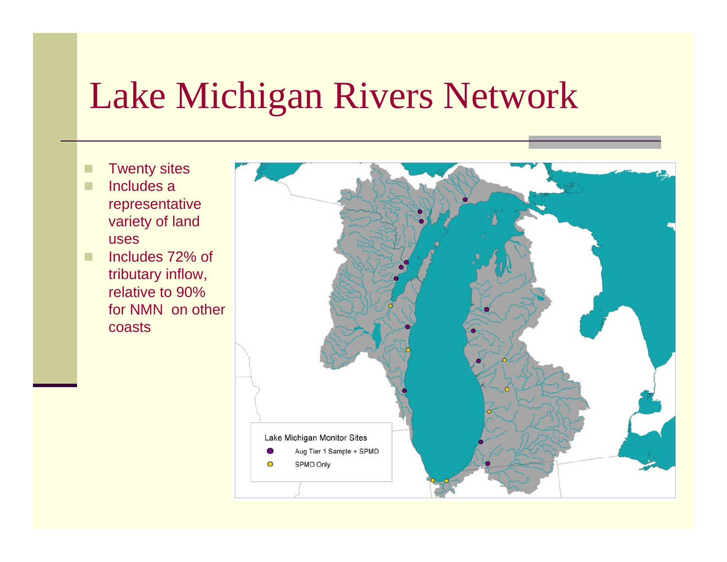# Lake Michigan Rivers Network

- Twenty sites
- Includes a representative variety of land uses
- Includes 72% of tributary inflow, relative to 90% for NMN on other coasts

Lake Michigan Monitor Sites

- Aug Tier 1 Sample + SPMD
- SPMD Only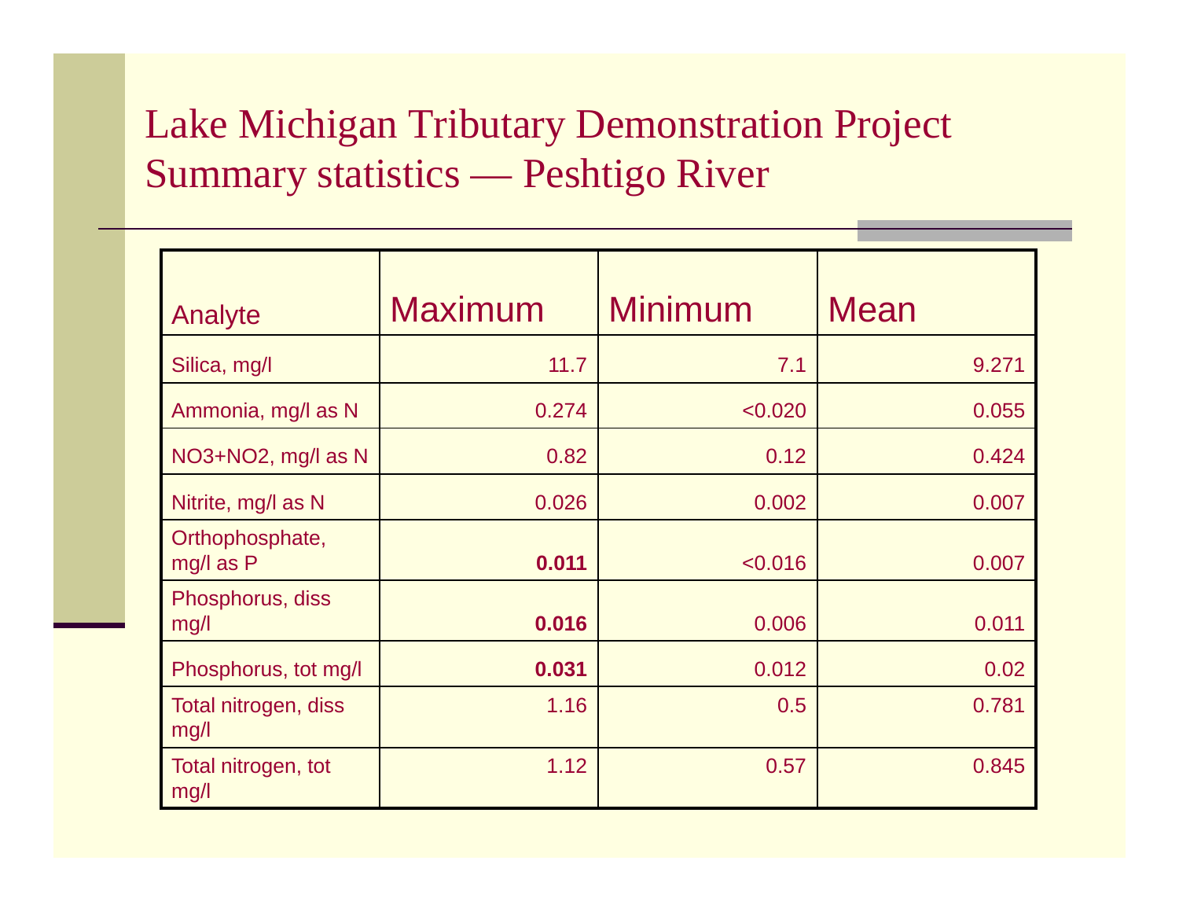# Lake Michigan Tributary Demonstration Project Summary statistics — Peshtigo River

| Analyte | Maximum | Minimum | Mean |
|---|---|---|---|
| Silica, mg/l | 11.7 | 7.1 | 9.271 |
| Ammonia, mg/l as N | 0.274 | <0.020 | 0.055 |
| NO3+NO2, mg/l as N | 0.82 | 0.12 | 0.424 |
| Nitrite, mg/l as N | 0.026 | 0.002 | 0.007 |
| Orthophosphate, mg/l as P | **0.011** | <0.016 | 0.007 |
| Phosphorus, diss mg/l | **0.016** | 0.006 | 0.011 |
| Phosphorus, tot mg/l | **0.031** | 0.012 | 0.02 |
| Total nitrogen, diss mg/l | 1.16 | 0.5 | 0.781 |
| Total nitrogen, tot mg/l | 1.12 | 0.57 | 0.845 |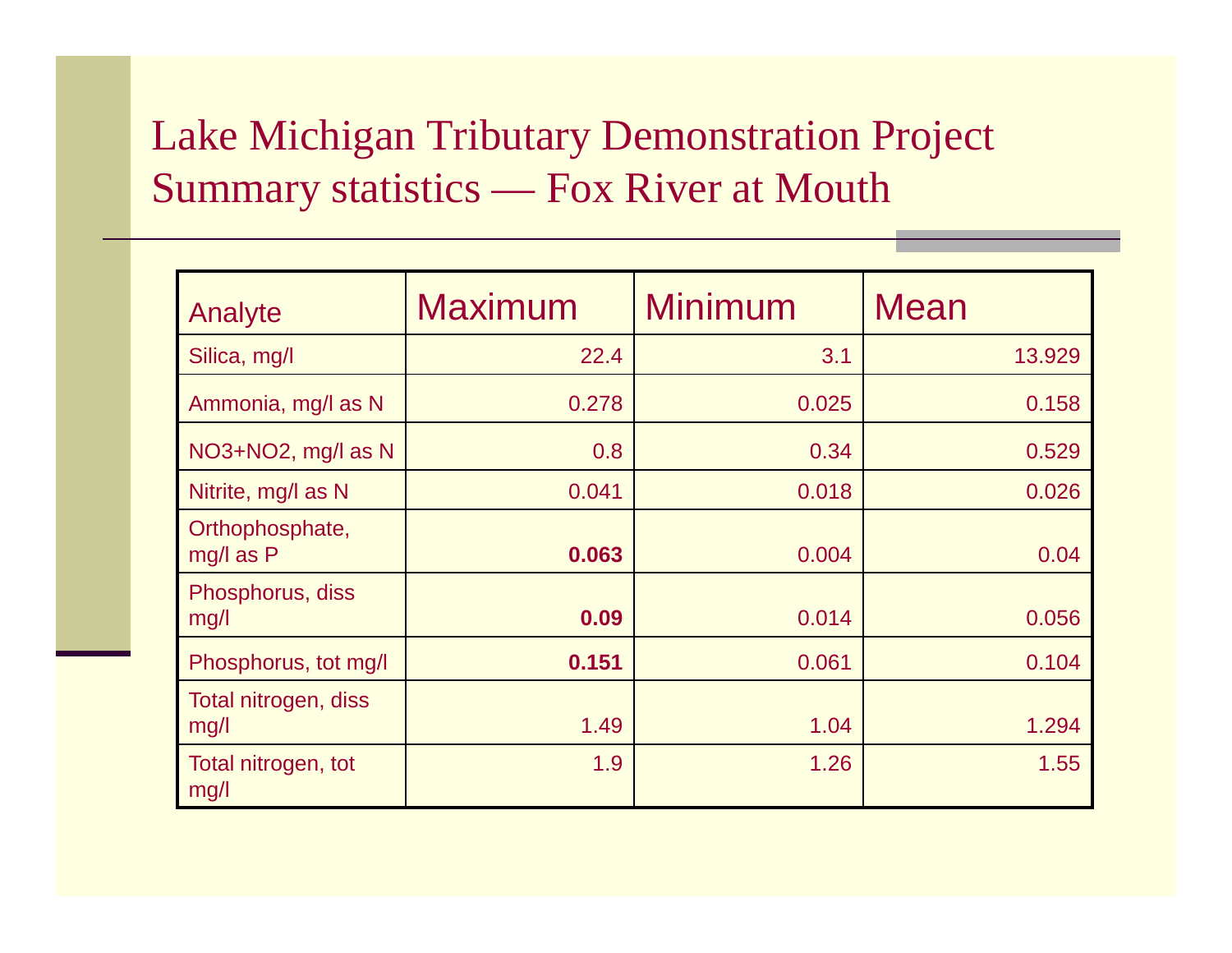# Lake Michigan Tributary Demonstration Project Summary statistics — Fox River at Mouth

| Analyte | Maximum | Minimum | Mean |
|---|---|---|---|
| Silica, mg/l | 22.4 | 3.1 | 13.929 |
| Ammonia, mg/l as N | 0.278 | 0.025 | 0.158 |
| NO3+NO2, mg/l as N | 0.8 | 0.34 | 0.529 |
| Nitrite, mg/l as N | 0.041 | 0.018 | 0.026 |
| Orthophosphate, mg/l as P | **0.063** | 0.004 | 0.04 |
| Phosphorus, diss mg/l | **0.09** | 0.014 | 0.056 |
| Phosphorus, tot mg/l | **0.151** | 0.061 | 0.104 |
| Total nitrogen, diss mg/l | 1.49 | 1.04 | 1.294 |
| Total nitrogen, tot mg/l | 1.9 | 1.26 | 1.55 |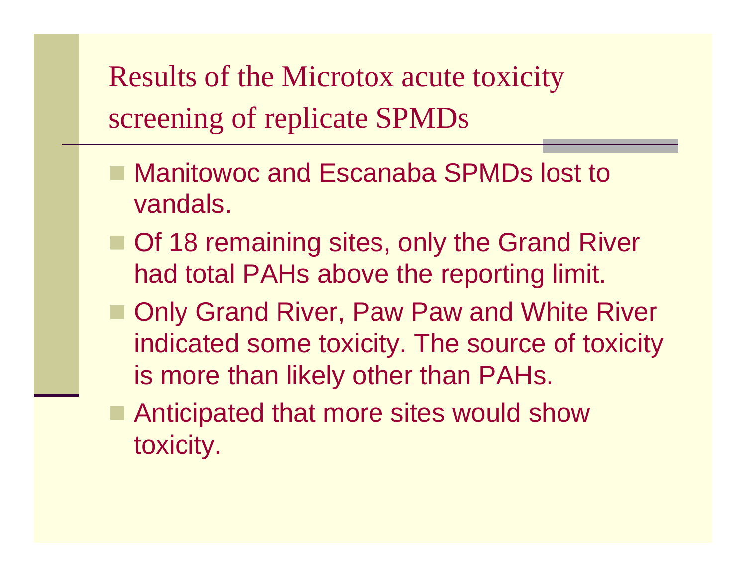# Results of the Microtox acute toxicity screening of replicate SPMDs

- Manitowoc and Escanaba SPMDs lost to vandals.
- Of 18 remaining sites, only the Grand River had total PAHs above the reporting limit.
- Only Grand River, Paw Paw and White River indicated some toxicity. The source of toxicity is more than likely other than PAHs.
- Anticipated that more sites would show toxicity.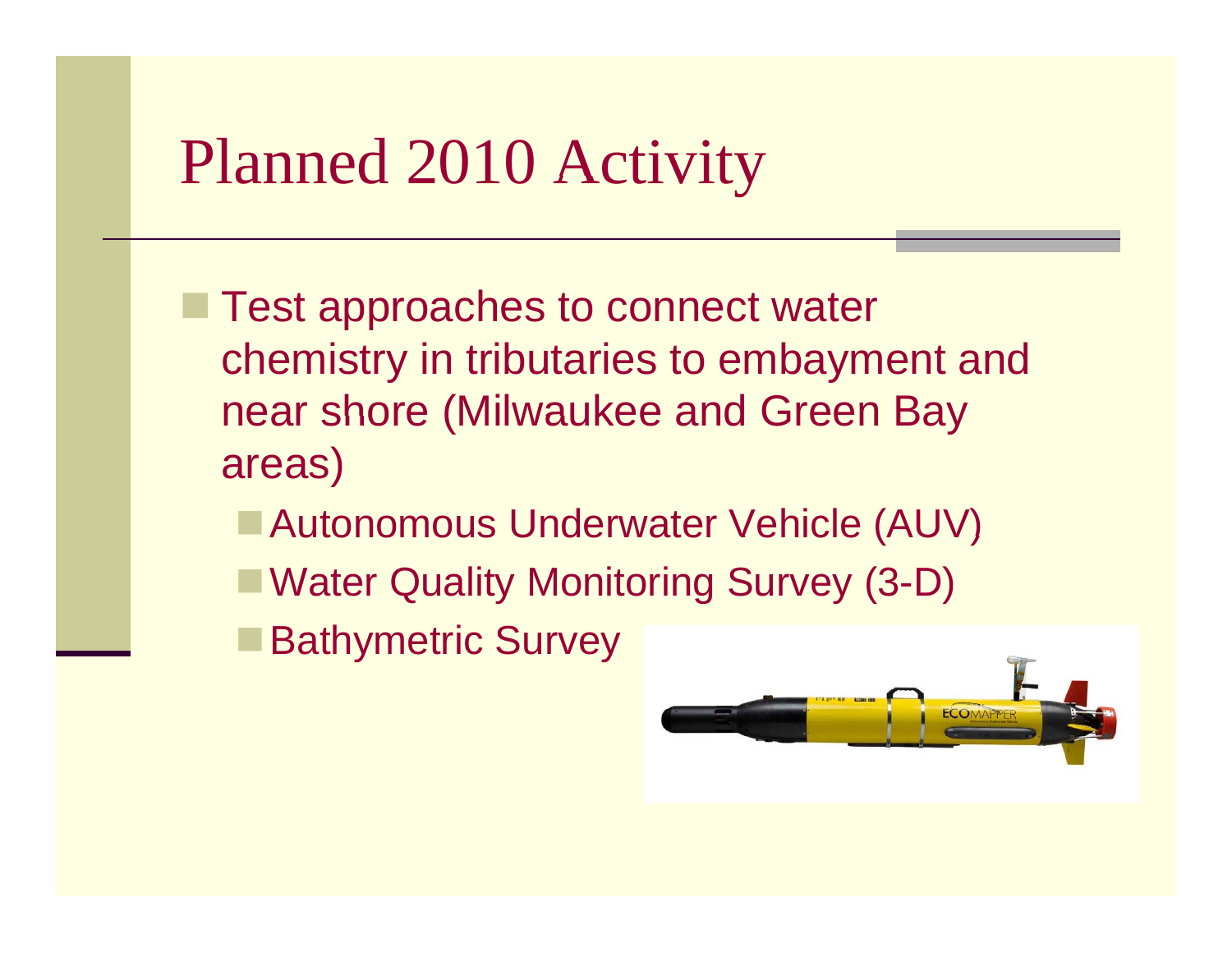# Planned 2010 Activity

- Test approaches to connect water chemistry in tributaries to embayment and near shore (Milwaukee and Green Bay areas)
  - Autonomous Underwater Vehicle (AUV)
  - Water Quality Monitoring Survey (3-D)
  - Bathymetric Survey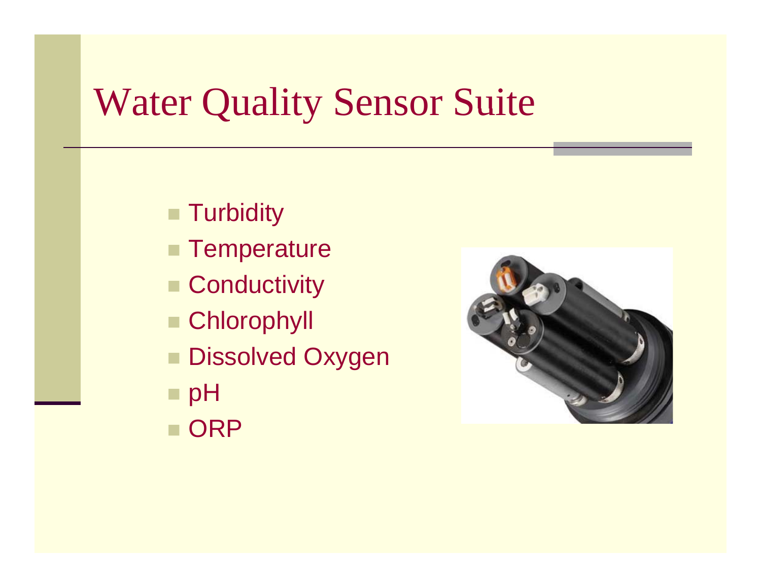# Water Quality Sensor Suite

- Turbidity
- Temperature
- Conductivity
- Chlorophyll
- Dissolved Oxygen
- pH
- ORP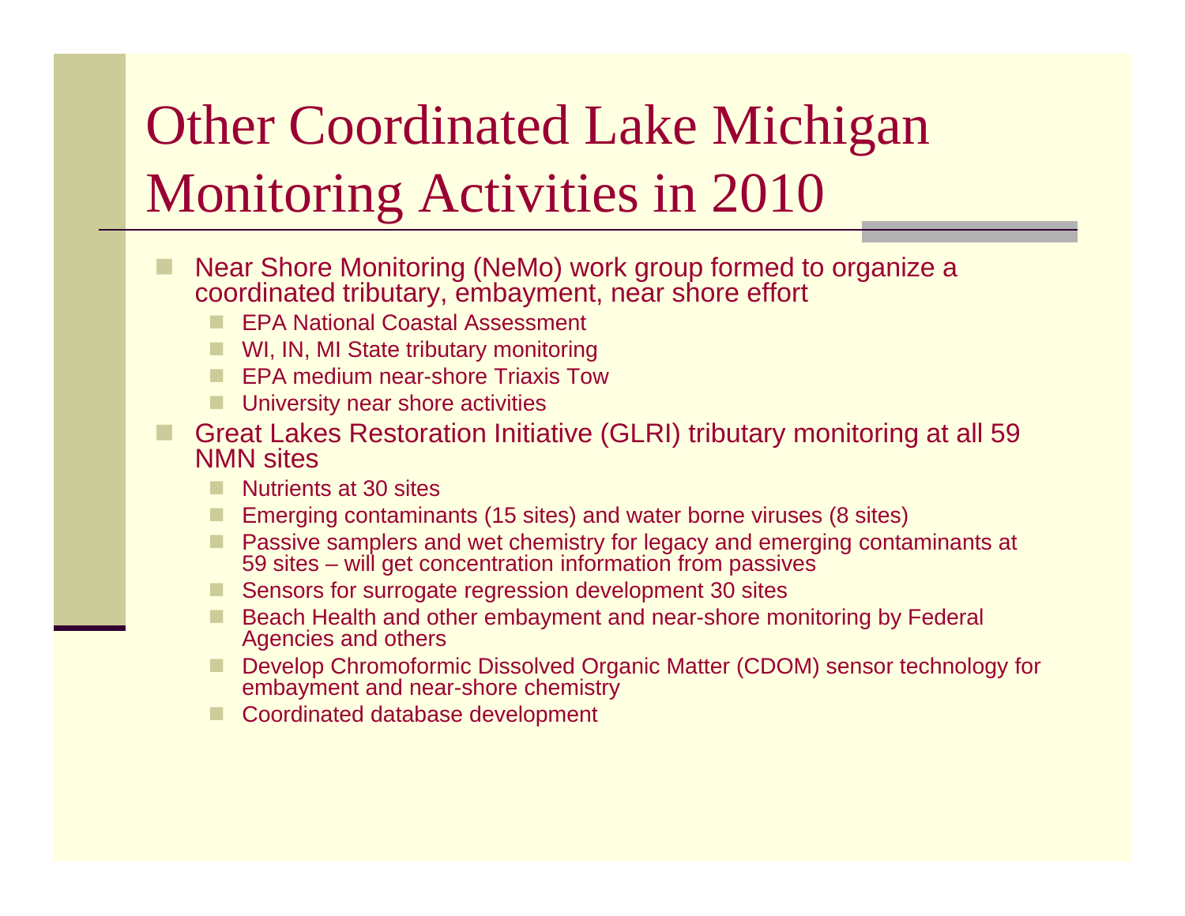# Other Coordinated Lake Michigan Monitoring Activities in 2010

- Near Shore Monitoring (NeMo) work group formed to organize a coordinated tributary, embayment, near shore effort
  - EPA National Coastal Assessment
  - WI, IN, MI State tributary monitoring
  - EPA medium near-shore Triaxis Tow
  - University near shore activities
- Great Lakes Restoration Initiative (GLRI) tributary monitoring at all 59 NMN sites
  - Nutrients at 30 sites
  - Emerging contaminants (15 sites) and water borne viruses (8 sites)
  - Passive samplers and wet chemistry for legacy and emerging contaminants at 59 sites – will get concentration information from passives
  - Sensors for surrogate regression development 30 sites
  - Beach Health and other embayment and near-shore monitoring by Federal Agencies and others
  - Develop Chromoformic Dissolved Organic Matter (CDOM) sensor technology for embayment and near-shore chemistry
  - Coordinated database development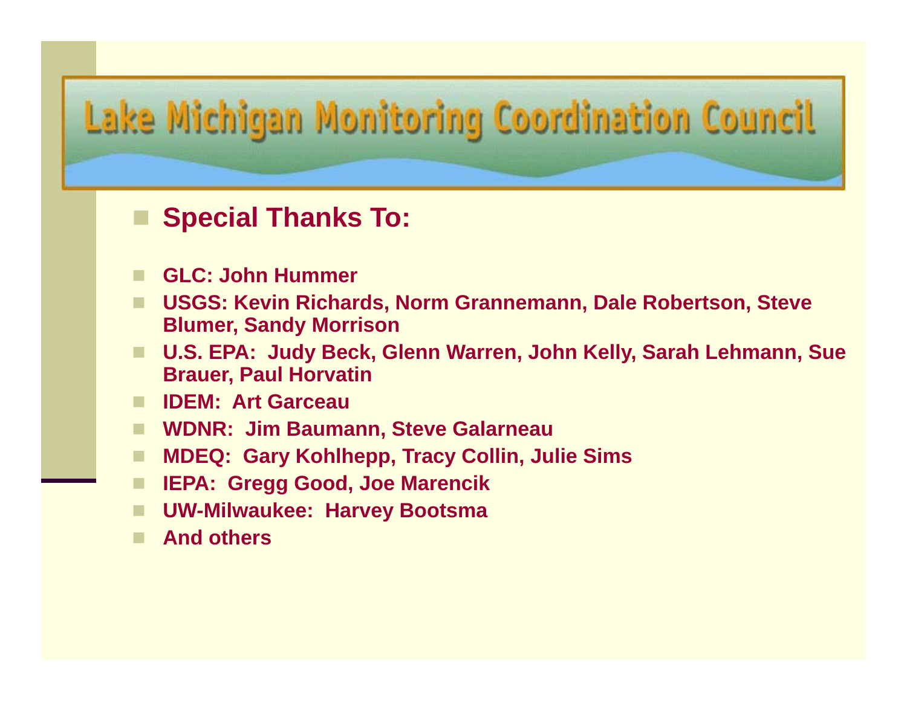# Lake Michigan Monitoring Coordination Council

## Special Thanks To:

- **GLC: John Hummer**
- **USGS: Kevin Richards, Norm Grannemann, Dale Robertson, Steve Blumer, Sandy Morrison**
- **U.S. EPA: Judy Beck, Glenn Warren, John Kelly, Sarah Lehmann, Sue Brauer, Paul Horvatin**
- **IDEM: Art Garceau**
- **WDNR: Jim Baumann, Steve Galarneau**
- **MDEQ: Gary Kohlhepp, Tracy Collin, Julie Sims**
- **IEPA: Gregg Good, Joe Marencik**
- **UW-Milwaukee: Harvey Bootsma**
- **And others**